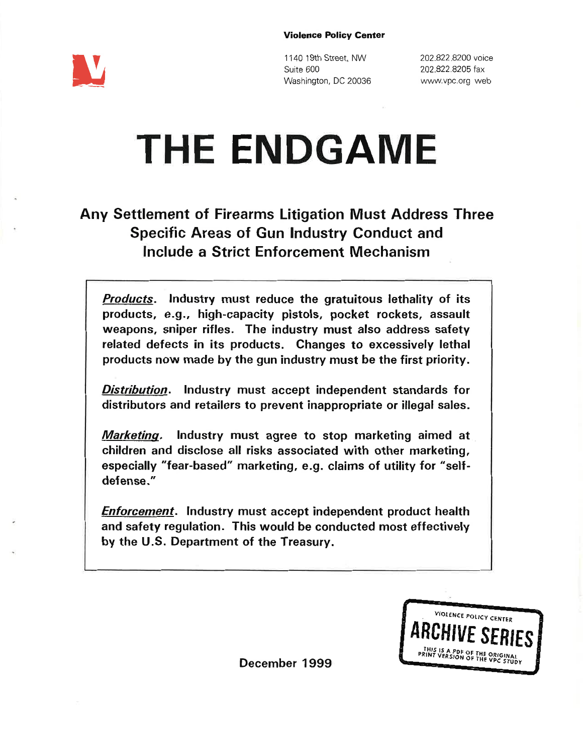**Violence Policy Center**

1140 19th Street, NW
Suite 600
Washington, DC 20036

202.822.8200 voice
202.822.8205 fax
www.vpc.org web

# THE ENDGAME

## Any Settlement of Firearms Litigation Must Address Three Specific Areas of Gun Industry Conduct and Include a Strict Enforcement Mechanism

***Products***. Industry must reduce the gratuitous lethality of its products, e.g., high-capacity pistols, pocket rockets, assault weapons, sniper rifles. The industry must also address safety related defects in its products. Changes to excessively lethal products now made by the gun industry must be the first priority.

***Distribution***. Industry must accept independent standards for distributors and retailers to prevent inappropriate or illegal sales.

***Marketing***. Industry must agree to stop marketing aimed at children and disclose all risks associated with other marketing, especially "fear-based" marketing, e.g. claims of utility for "self-defense."

***Enforcement***. Industry must accept independent product health and safety regulation. This would be conducted most effectively by the U.S. Department of the Treasury.

VIOLENCE POLICY CENTER ARCHIVE SERIES
THIS IS A PDF OF THE ORIGINAL PRINT VERSION OF THE VPC STUDY

December 1999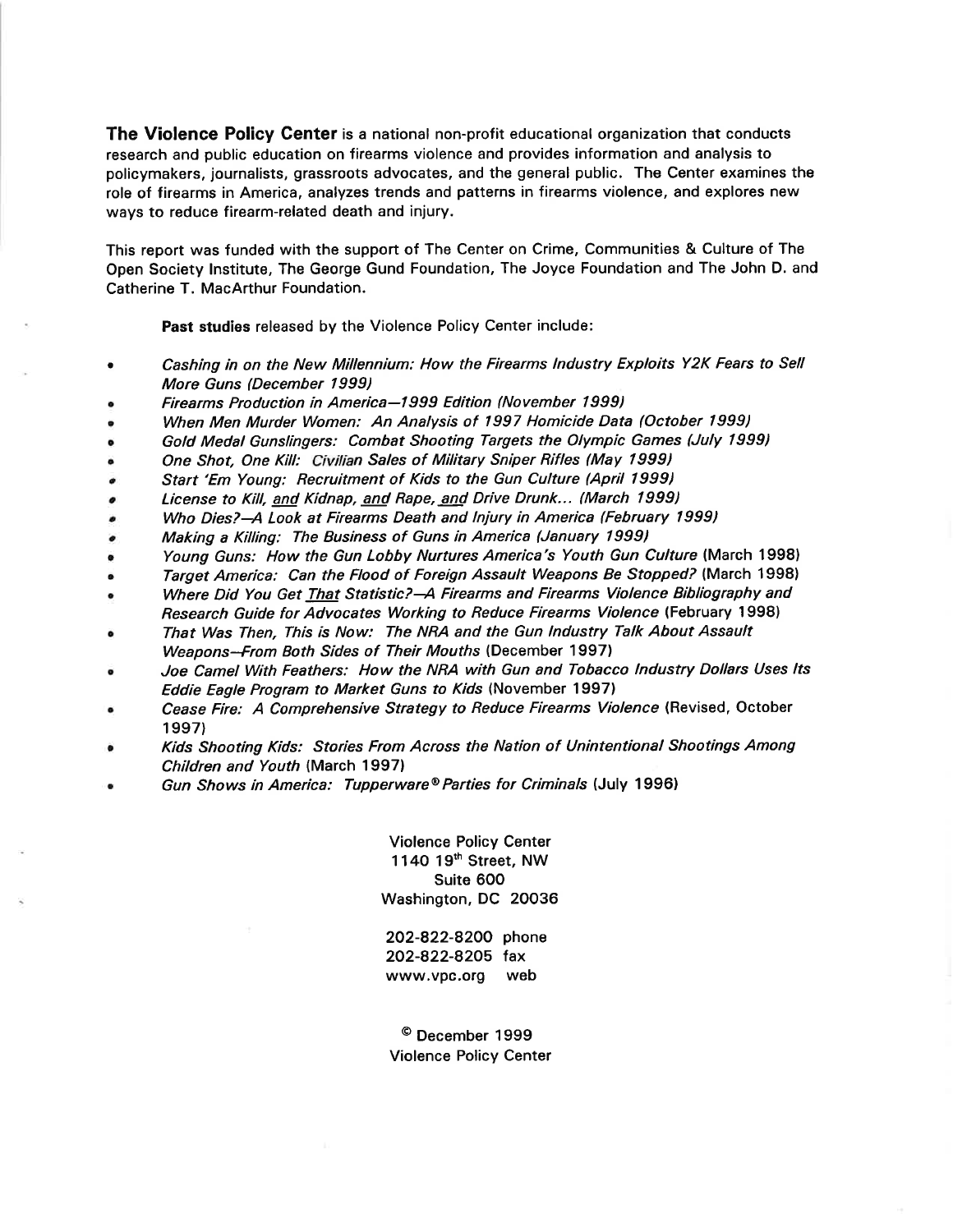**The Violence Policy Center** is a national non-profit educational organization that conducts research and public education on firearms violence and provides information and analysis to policymakers, journalists, grassroots advocates, and the general public. The Center examines the role of firearms in America, analyzes trends and patterns in firearms violence, and explores new ways to reduce firearm-related death and injury.

This report was funded with the support of The Center on Crime, Communities & Culture of The Open Society Institute, The George Gund Foundation, The Joyce Foundation and The John D. and Catherine T. MacArthur Foundation.

**Past studies** released by the Violence Policy Center include:

- *Cashing in on the New Millennium: How the Firearms Industry Exploits Y2K Fears to Sell More Guns (December 1999)*
- *Firearms Production in America—1999 Edition (November 1999)*
- *When Men Murder Women: An Analysis of 1997 Homicide Data (October 1999)*
- *Gold Medal Gunslingers: Combat Shooting Targets the Olympic Games (July 1999)*
- *One Shot, One Kill: Civilian Sales of Military Sniper Rifles (May 1999)*
- *Start 'Em Young: Recruitment of Kids to the Gun Culture (April 1999)*
- *License to Kill, and Kidnap, and Rape, and Drive Drunk... (March 1999)*
- *Who Dies?—A Look at Firearms Death and Injury in America (February 1999)*
- *Making a Killing: The Business of Guns in America (January 1999)*
- *Young Guns: How the Gun Lobby Nurtures America's Youth Gun Culture* (March 1998)
- *Target America: Can the Flood of Foreign Assault Weapons Be Stopped?* (March 1998)
- *Where Did You Get That Statistic?—A Firearms and Firearms Violence Bibliography and Research Guide for Advocates Working to Reduce Firearms Violence* (February 1998)
- *That Was Then, This is Now: The NRA and the Gun Industry Talk About Assault Weapons—From Both Sides of Their Mouths* (December 1997)
- *Joe Camel With Feathers: How the NRA with Gun and Tobacco Industry Dollars Uses Its Eddie Eagle Program to Market Guns to Kids* (November 1997)
- *Cease Fire: A Comprehensive Strategy to Reduce Firearms Violence* (Revised, October 1997)
- *Kids Shooting Kids: Stories From Across the Nation of Unintentional Shootings Among Children and Youth* (March 1997)
- *Gun Shows in America: Tupperware® Parties for Criminals* (July 1996)

Violence Policy Center
1140 19th Street, NW
Suite 600
Washington, DC 20036

202-822-8200 phone
202-822-8205 fax
www.vpc.org web

© December 1999
Violence Policy Center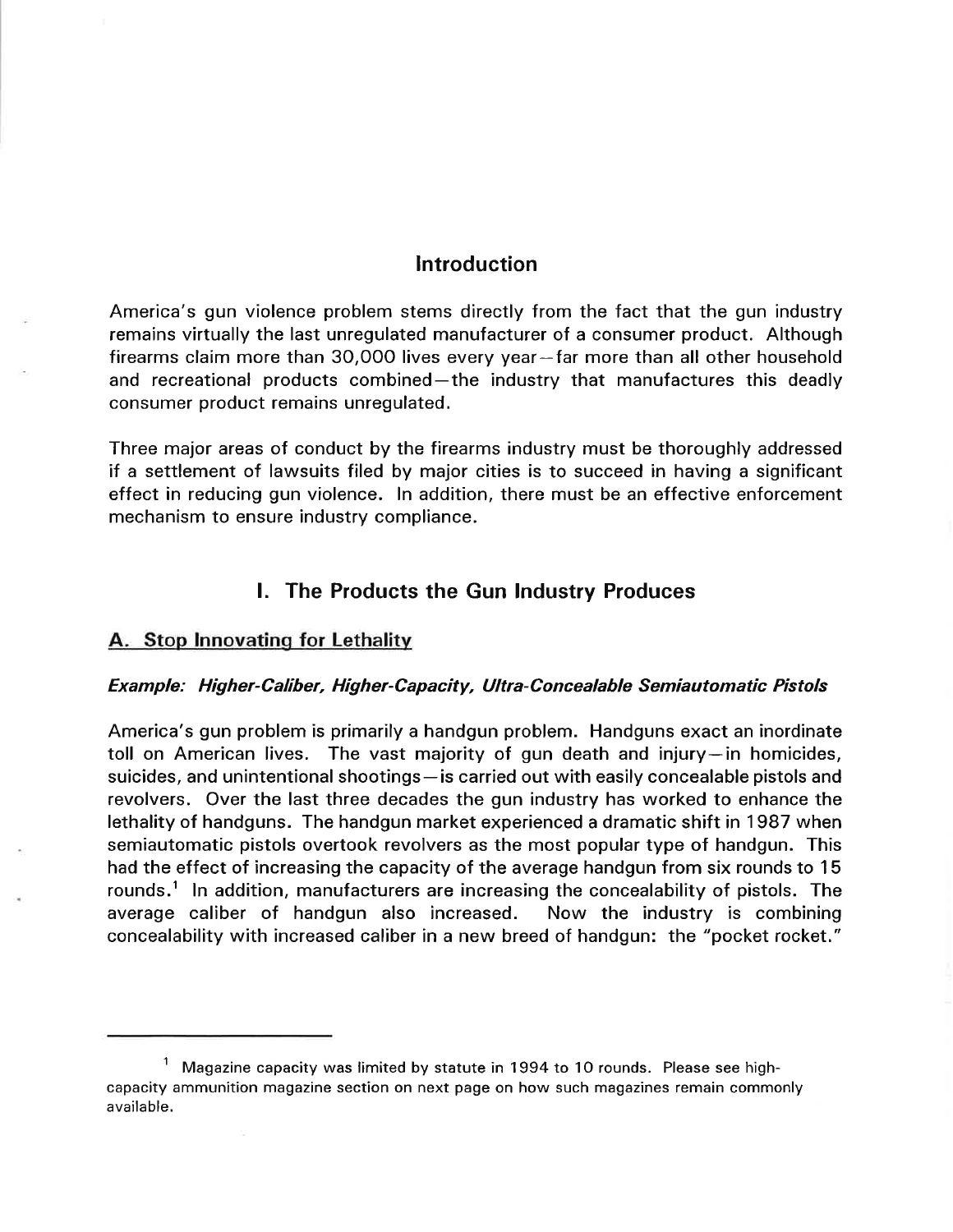## Introduction

America's gun violence problem stems directly from the fact that the gun industry remains virtually the last unregulated manufacturer of a consumer product. Although firearms claim more than 30,000 lives every year—far more than all other household and recreational products combined—the industry that manufactures this deadly consumer product remains unregulated.

Three major areas of conduct by the firearms industry must be thoroughly addressed if a settlement of lawsuits filed by major cities is to succeed in having a significant effect in reducing gun violence. In addition, there must be an effective enforcement mechanism to ensure industry compliance.

## I. The Products the Gun Industry Produces

### A. Stop Innovating for Lethality

***Example: Higher-Caliber, Higher-Capacity, Ultra-Concealable Semiautomatic Pistols***

America's gun problem is primarily a handgun problem. Handguns exact an inordinate toll on American lives. The vast majority of gun death and injury—in homicides, suicides, and unintentional shootings—is carried out with easily concealable pistols and revolvers. Over the last three decades the gun industry has worked to enhance the lethality of handguns. The handgun market experienced a dramatic shift in 1987 when semiautomatic pistols overtook revolvers as the most popular type of handgun. This had the effect of increasing the capacity of the average handgun from six rounds to 15 rounds.[1] In addition, manufacturers are increasing the concealability of pistols. The average caliber of handgun also increased. Now the industry is combining concealability with increased caliber in a new breed of handgun: the "pocket rocket."

---

[1] Magazine capacity was limited by statute in 1994 to 10 rounds. Please see high-capacity ammunition magazine section on next page on how such magazines remain commonly available.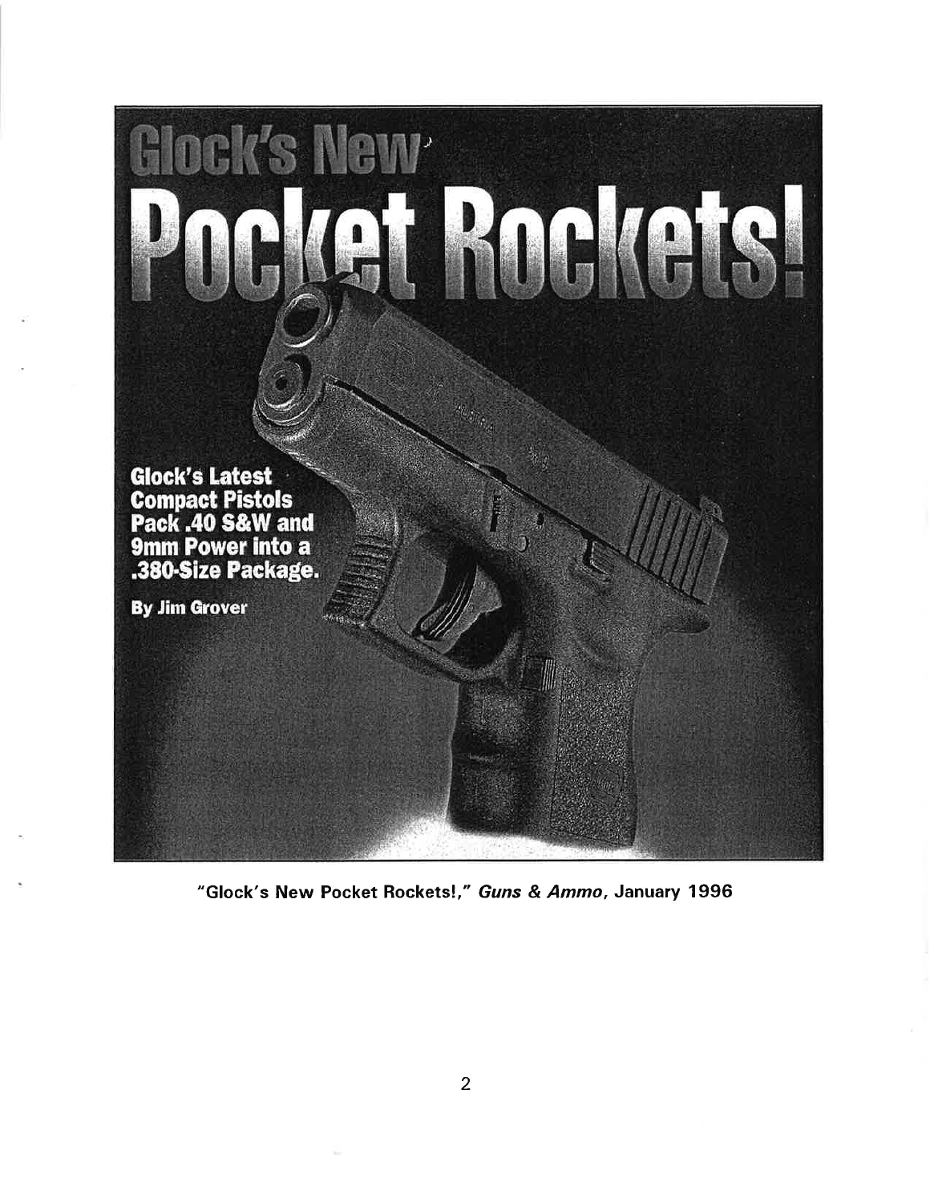# Glock's New Pocket Rockets!

**Glock's Latest Compact Pistols Pack .40 S&W and 9mm Power into a .380-Size Package.**

**By Jim Grover**

**"Glock's New Pocket Rockets!," *Guns & Ammo*, January 1996**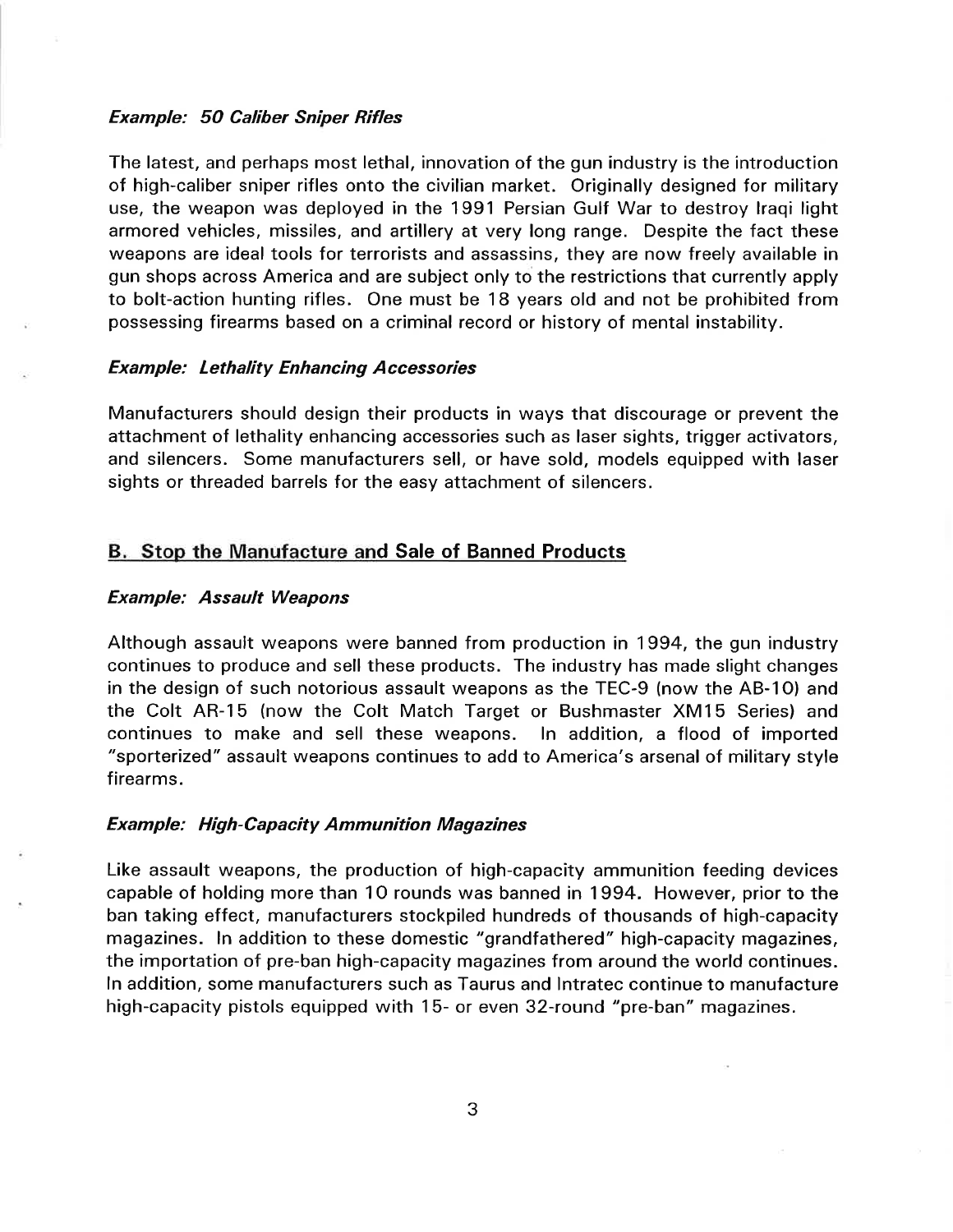***Example: 50 Caliber Sniper Rifles***

The latest, and perhaps most lethal, innovation of the gun industry is the introduction of high-caliber sniper rifles onto the civilian market. Originally designed for military use, the weapon was deployed in the 1991 Persian Gulf War to destroy Iraqi light armored vehicles, missiles, and artillery at very long range. Despite the fact these weapons are ideal tools for terrorists and assassins, they are now freely available in gun shops across America and are subject only to the restrictions that currently apply to bolt-action hunting rifles. One must be 18 years old and not be prohibited from possessing firearms based on a criminal record or history of mental instability.

***Example: Lethality Enhancing Accessories***

Manufacturers should design their products in ways that discourage or prevent the attachment of lethality enhancing accessories such as laser sights, trigger activators, and silencers. Some manufacturers sell, or have sold, models equipped with laser sights or threaded barrels for the easy attachment of silencers.

## B. Stop the Manufacture and Sale of Banned Products

***Example: Assault Weapons***

Although assault weapons were banned from production in 1994, the gun industry continues to produce and sell these products. The industry has made slight changes in the design of such notorious assault weapons as the TEC-9 (now the AB-10) and the Colt AR-15 (now the Colt Match Target or Bushmaster XM15 Series) and continues to make and sell these weapons. In addition, a flood of imported "sporterized" assault weapons continues to add to America's arsenal of military style firearms.

***Example: High-Capacity Ammunition Magazines***

Like assault weapons, the production of high-capacity ammunition feeding devices capable of holding more than 10 rounds was banned in 1994. However, prior to the ban taking effect, manufacturers stockpiled hundreds of thousands of high-capacity magazines. In addition to these domestic "grandfathered" high-capacity magazines, the importation of pre-ban high-capacity magazines from around the world continues. In addition, some manufacturers such as Taurus and Intratec continue to manufacture high-capacity pistols equipped with 15- or even 32-round "pre-ban" magazines.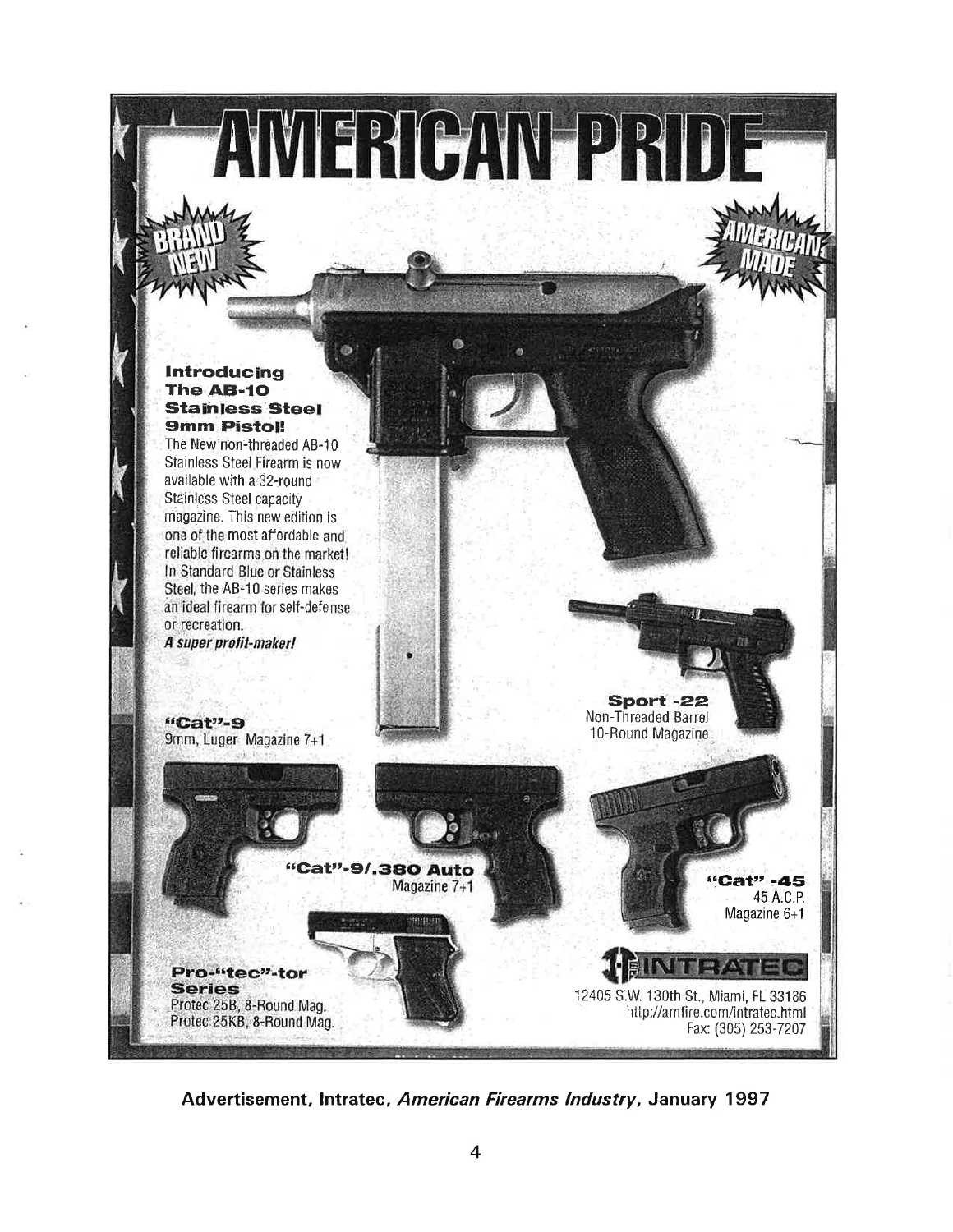# AMERICAN PRIDE

BRAND NEW

AMERICAN MADE

**Introducing The AB-10 Stainless Steel 9mm Pistol!**

The New non-threaded AB-10 Stainless Steel Firearm is now available with a 32-round Stainless Steel capacity magazine. This new edition is one of the most affordable and reliable firearms on the market! In Standard Blue or Stainless Steel, the AB-10 series makes an ideal firearm for self-defense or recreation.

***A super profit-maker!***

**Sport -22**
Non-Threaded Barrel
10-Round Magazine

**"Cat"-9**
9mm, Luger Magazine 7+1

**"Cat"-9/.380 Auto**
Magazine 7+1

**"Cat" -45**
45 A.C.P.
Magazine 6+1

**Pro-"tec"-tor Series**
Protec 25B, 8-Round Mag.
Protec 25KB, 8-Round Mag.

INTRATEC
12405 S.W. 130th St., Miami, FL 33186
http://amfire.com/intratec.html
Fax: (305) 253-7207

**Advertisement, Intratec, *American Firearms Industry*, January 1997**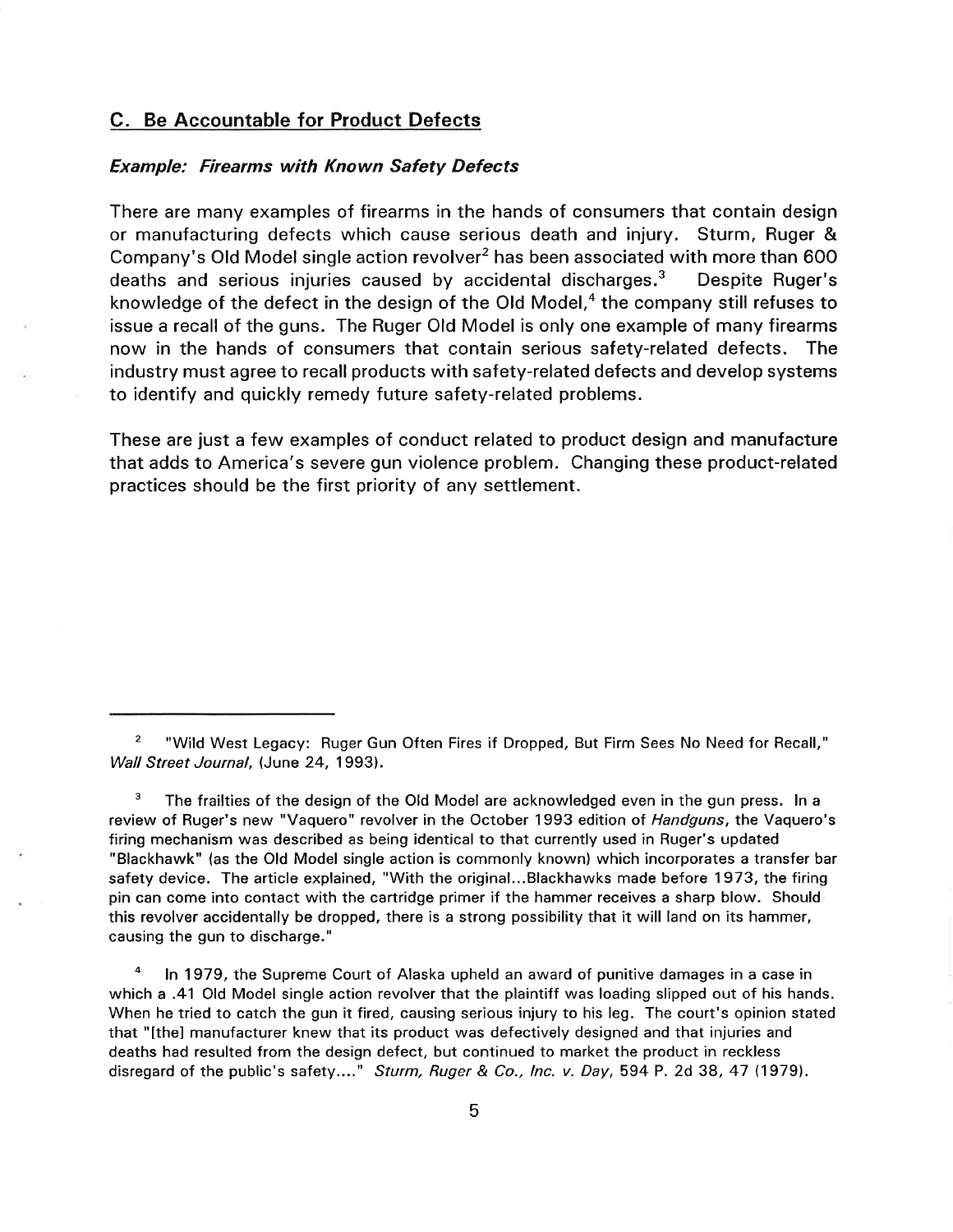## C. Be Accountable for Product Defects

### *Example: Firearms with Known Safety Defects*

There are many examples of firearms in the hands of consumers that contain design or manufacturing defects which cause serious death and injury. Sturm, Ruger & Company's Old Model single action revolver[2] has been associated with more than 600 deaths and serious injuries caused by accidental discharges.[3] Despite Ruger's knowledge of the defect in the design of the Old Model,[4] the company still refuses to issue a recall of the guns. The Ruger Old Model is only one example of many firearms now in the hands of consumers that contain serious safety-related defects. The industry must agree to recall products with safety-related defects and develop systems to identify and quickly remedy future safety-related problems.

These are just a few examples of conduct related to product design and manufacture that adds to America's severe gun violence problem. Changing these product-related practices should be the first priority of any settlement.

---

[2] "Wild West Legacy: Ruger Gun Often Fires if Dropped, But Firm Sees No Need for Recall," *Wall Street Journal*, (June 24, 1993).

[3] The frailties of the design of the Old Model are acknowledged even in the gun press. In a review of Ruger's new "Vaquero" revolver in the October 1993 edition of *Handguns*, the Vaquero's firing mechanism was described as being identical to that currently used in Ruger's updated "Blackhawk" (as the Old Model single action is commonly known) which incorporates a transfer bar safety device. The article explained, "With the original...Blackhawks made before 1973, the firing pin can come into contact with the cartridge primer if the hammer receives a sharp blow. Should this revolver accidentally be dropped, there is a strong possibility that it will land on its hammer, causing the gun to discharge."

[4] In 1979, the Supreme Court of Alaska upheld an award of punitive damages in a case in which a .41 Old Model single action revolver that the plaintiff was loading slipped out of his hands. When he tried to catch the gun it fired, causing serious injury to his leg. The court's opinion stated that "[the] manufacturer knew that its product was defectively designed and that injuries and deaths had resulted from the design defect, but continued to market the product in reckless disregard of the public's safety...." *Sturm, Ruger & Co., Inc. v. Day*, 594 P. 2d 38, 47 (1979).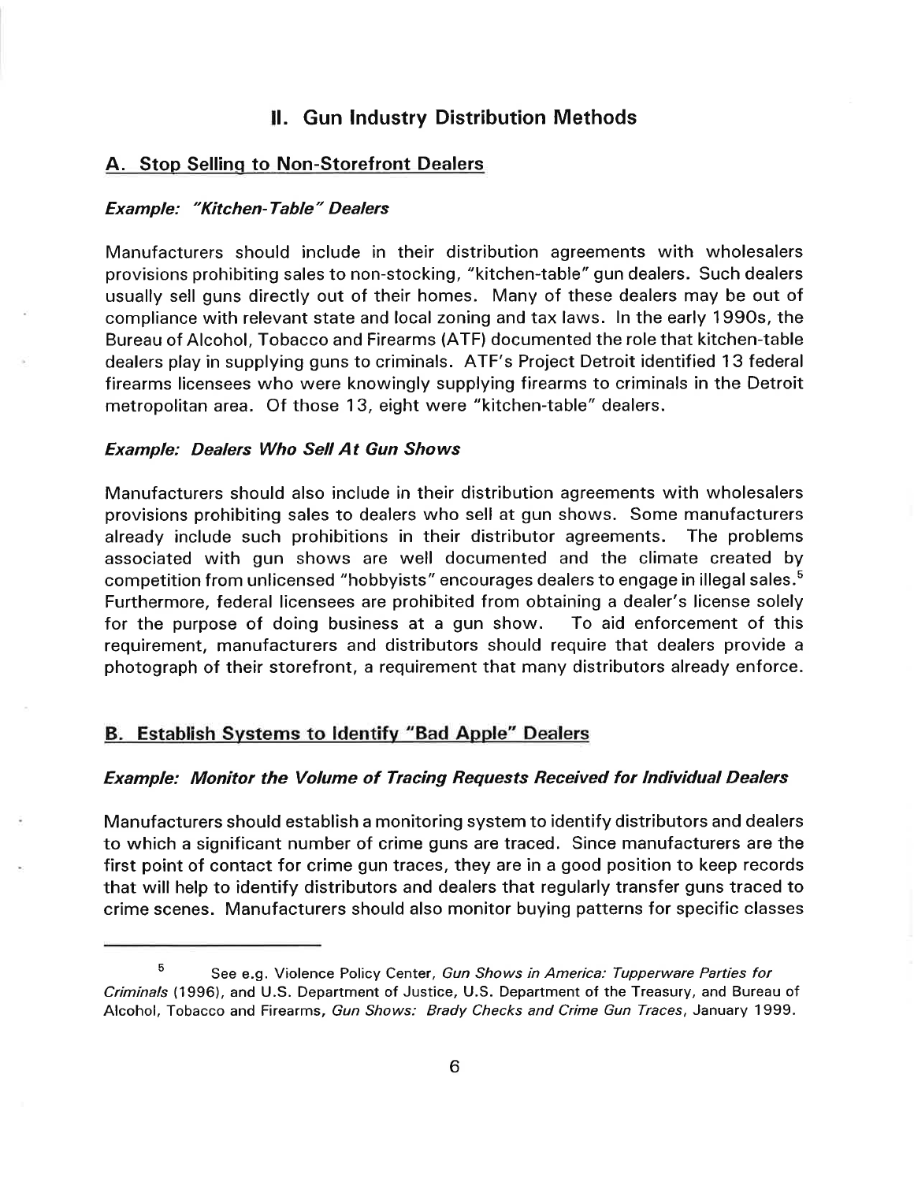## II. Gun Industry Distribution Methods

### A. Stop Selling to Non-Storefront Dealers

#### *Example: "Kitchen-Table" Dealers*

Manufacturers should include in their distribution agreements with wholesalers provisions prohibiting sales to non-stocking, "kitchen-table" gun dealers. Such dealers usually sell guns directly out of their homes. Many of these dealers may be out of compliance with relevant state and local zoning and tax laws. In the early 1990s, the Bureau of Alcohol, Tobacco and Firearms (ATF) documented the role that kitchen-table dealers play in supplying guns to criminals. ATF's Project Detroit identified 13 federal firearms licensees who were knowingly supplying firearms to criminals in the Detroit metropolitan area. Of those 13, eight were "kitchen-table" dealers.

#### *Example: Dealers Who Sell At Gun Shows*

Manufacturers should also include in their distribution agreements with wholesalers provisions prohibiting sales to dealers who sell at gun shows. Some manufacturers already include such prohibitions in their distributor agreements. The problems associated with gun shows are well documented and the climate created by competition from unlicensed "hobbyists" encourages dealers to engage in illegal sales.[5] Furthermore, federal licensees are prohibited from obtaining a dealer's license solely for the purpose of doing business at a gun show. To aid enforcement of this requirement, manufacturers and distributors should require that dealers provide a photograph of their storefront, a requirement that many distributors already enforce.

### B. Establish Systems to Identify "Bad Apple" Dealers

#### *Example: Monitor the Volume of Tracing Requests Received for Individual Dealers*

Manufacturers should establish a monitoring system to identify distributors and dealers to which a significant number of crime guns are traced. Since manufacturers are the first point of contact for crime gun traces, they are in a good position to keep records that will help to identify distributors and dealers that regularly transfer guns traced to crime scenes. Manufacturers should also monitor buying patterns for specific classes

---

[5] See e.g. Violence Policy Center, *Gun Shows in America: Tupperware Parties for Criminals* (1996), and U.S. Department of Justice, U.S. Department of the Treasury, and Bureau of Alcohol, Tobacco and Firearms, *Gun Shows: Brady Checks and Crime Gun Traces*, January 1999.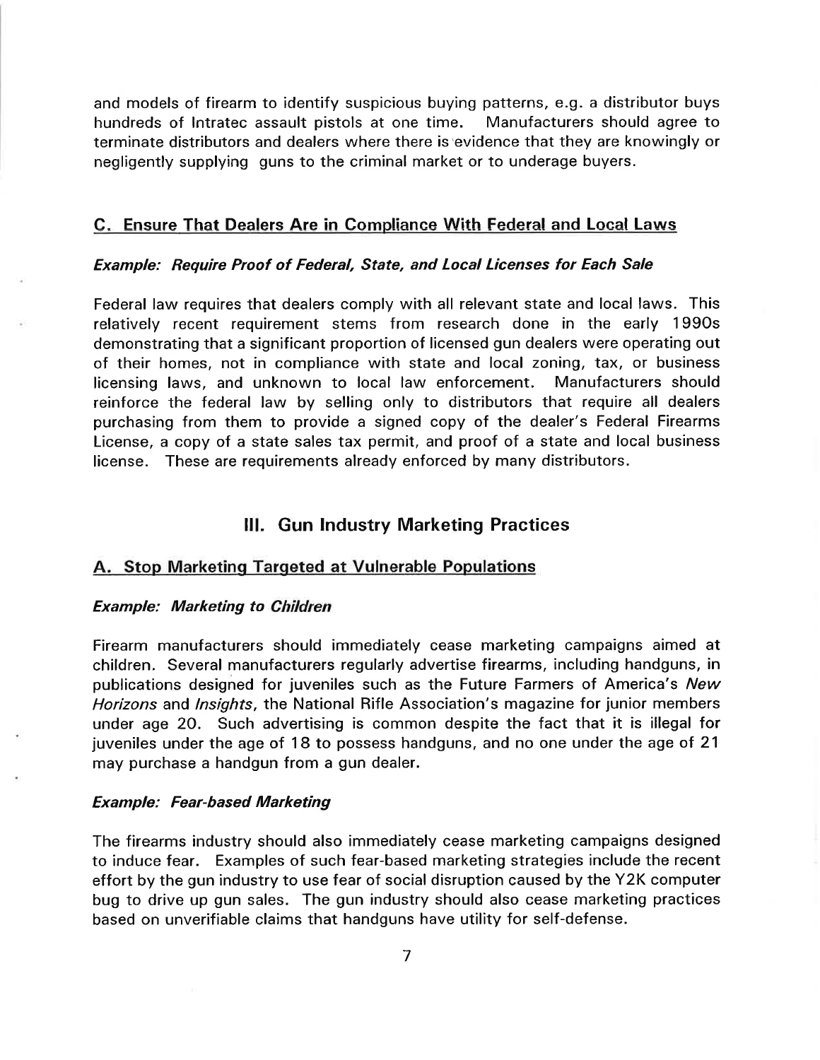and models of firearm to identify suspicious buying patterns, e.g. a distributor buys hundreds of Intratec assault pistols at one time. Manufacturers should agree to terminate distributors and dealers where there is evidence that they are knowingly or negligently supplying guns to the criminal market or to underage buyers.

### C. Ensure That Dealers Are in Compliance With Federal and Local Laws

***Example: Require Proof of Federal, State, and Local Licenses for Each Sale***

Federal law requires that dealers comply with all relevant state and local laws. This relatively recent requirement stems from research done in the early 1990s demonstrating that a significant proportion of licensed gun dealers were operating out of their homes, not in compliance with state and local zoning, tax, or business licensing laws, and unknown to local law enforcement. Manufacturers should reinforce the federal law by selling only to distributors that require all dealers purchasing from them to provide a signed copy of the dealer's Federal Firearms License, a copy of a state sales tax permit, and proof of a state and local business license. These are requirements already enforced by many distributors.

## III. Gun Industry Marketing Practices

### A. Stop Marketing Targeted at Vulnerable Populations

***Example: Marketing to Children***

Firearm manufacturers should immediately cease marketing campaigns aimed at children. Several manufacturers regularly advertise firearms, including handguns, in publications designed for juveniles such as the Future Farmers of America's *New Horizons* and *Insights*, the National Rifle Association's magazine for junior members under age 20. Such advertising is common despite the fact that it is illegal for juveniles under the age of 18 to possess handguns, and no one under the age of 21 may purchase a handgun from a gun dealer.

***Example: Fear-based Marketing***

The firearms industry should also immediately cease marketing campaigns designed to induce fear. Examples of such fear-based marketing strategies include the recent effort by the gun industry to use fear of social disruption caused by the Y2K computer bug to drive up gun sales. The gun industry should also cease marketing practices based on unverifiable claims that handguns have utility for self-defense.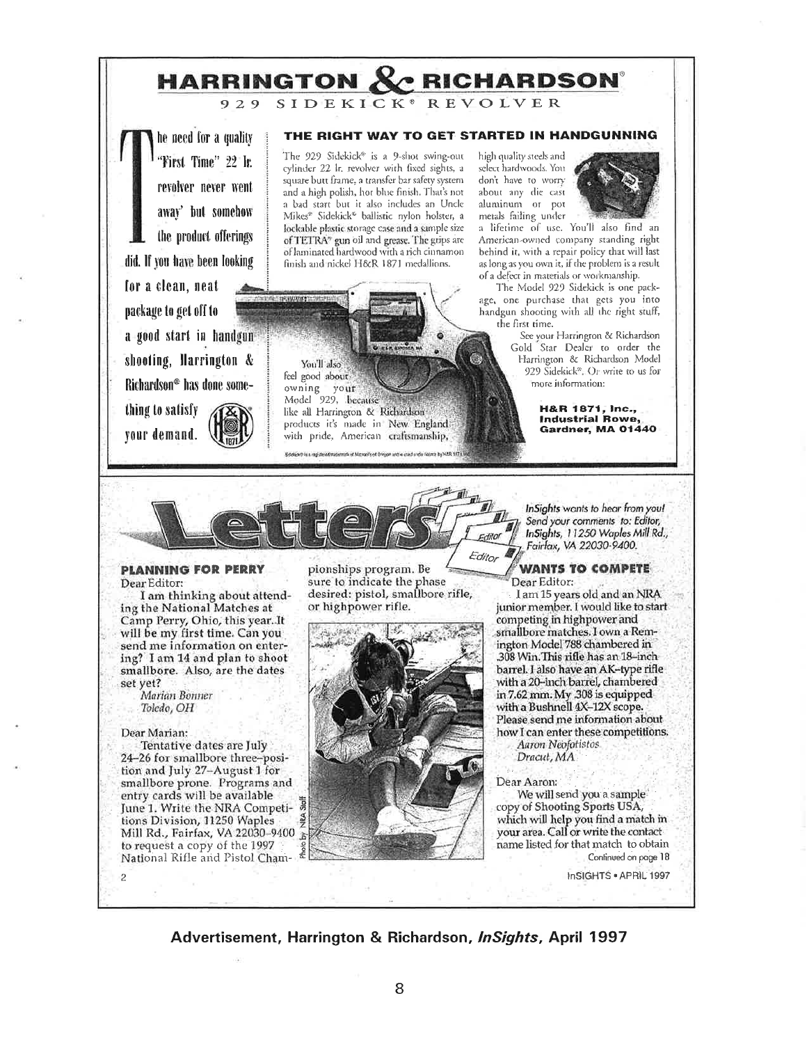# HARRINGTON & RICHARDSON®

## 929 SIDEKICK® REVOLVER

The need for a quality "First Time" 22 lr. revolver never went away' but somehow the product offerings did. If you have been looking for a clean, neat package to get off to a good start in handgun shooting, Harrington & Richardson® has done something to satisfy your demand.

### THE RIGHT WAY TO GET STARTED IN HANDGUNNING

The 929 Sidekick® is a 9-shot swing-out cylinder 22 lr. revolver with fixed sights, a square butt frame, a transfer bar safety system and a high polish, hot blue finish. That's not a bad start but it also includes an Uncle Mikes® Sidekick® ballistic nylon holster, a lockable plastic storage case and a sample size of TETRA® gun oil and grease. The grips are of laminated hardwood with a rich cinnamon finish and nickel H&R 1871 medallions.

You'll also feel good about owning your Model 929, because like all Harrington & Richardson products it's made in New England with pride, American craftsmanship, high quality steels and select hardwoods. You don't have to worry about any die cast aluminum or pot metals failing under a lifetime of use. You'll also find an American-owned company standing right behind it, with a repair policy that will last as long as you own it, if the problem is a result of a defect in materials or workmanship.

The Model 929 Sidekick is one package, one purchase that gets you into handgun shooting with all the right stuff, the first time.

See your Harrington & Richardson Gold Star Dealer to order the Harrington & Richardson Model 929 Sidekick®. Or write to us for more information:

**H&R 1871, Inc., Industrial Rowe, Gardner, MA 01440**

# Letters

*InSights wants to hear from you! Send your comments to: Editor, InSights, 11250 Waples Mill Rd., Fairfax, VA 22030-9400.*

### PLANNING FOR PERRY

Dear Editor:

I am thinking about attending the National Matches at Camp Perry, Ohio, this year. It will be my first time. Can you send me information on entering? I am 14 and plan to shoot smallbore. Also, are the dates set yet?

*Marian Bonner*
*Toledo, OH*

Dear Marian:

Tentative dates are July 24–26 for smallbore three-position and July 27–August 1 for smallbore prone. Programs and entry cards will be available June 1. Write the NRA Competitions Division, 11250 Waples Mill Rd., Fairfax, VA 22030-9400 to request a copy of the 1997 National Rifle and Pistol Championships program. Be sure to indicate the phase desired: pistol, smallbore rifle, or highpower rifle.

Photo by NRA Staff

### WANTS TO COMPETE

Dear Editor:

I am 15 years old and an NRA junior member. I would like to start competing in highpower and smallbore matches. I own a Remington Model 788 chambered in .308 Win. This rifle has an 18-inch barrel. I also have an AK-type rifle with a 20-inch barrel, chambered in 7.62 mm. My .308 is equipped with a Bushnell 4X-12X scope. Please send me information about how I can enter these competitions.

*Aaron Neofotistos*
*Dracut, MA*

Dear Aaron:

We will send you a sample copy of Shooting Sports USA, which will help you find a match in your area. Call or write the contact name listed for that match to obtain

Continued on page 18

InSIGHTS • APRIL 1997

**Advertisement, Harrington & Richardson, *InSights*, April 1997**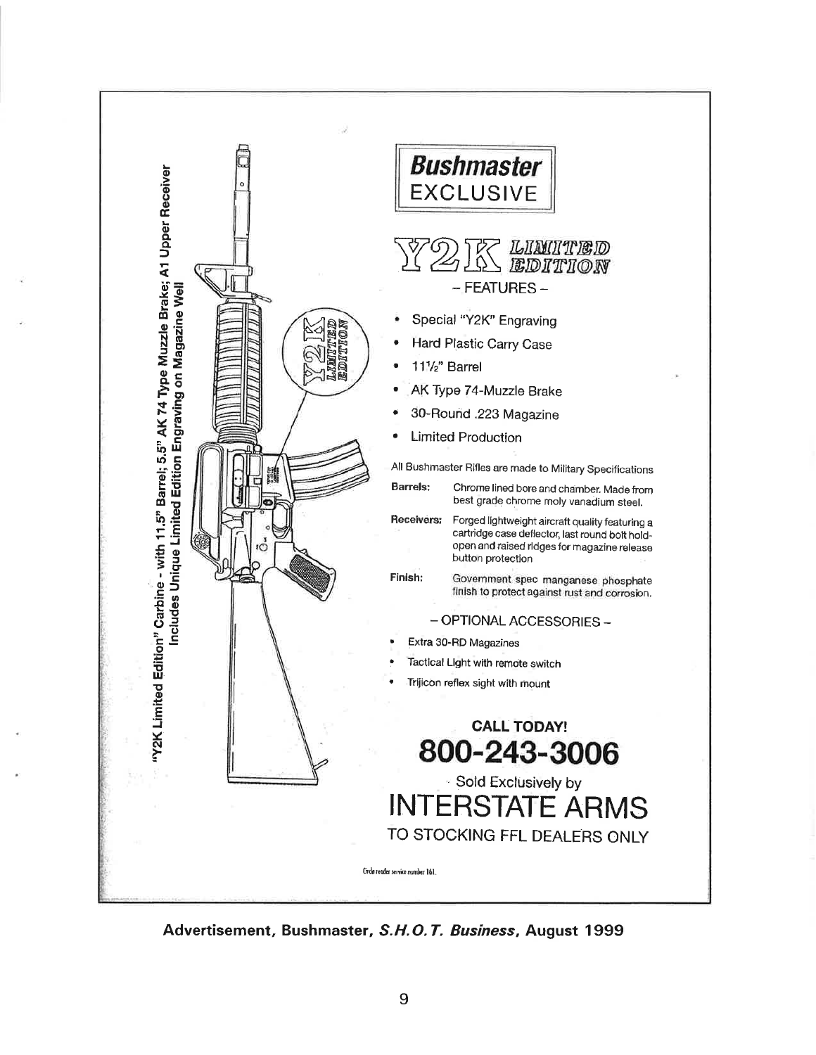"Y2K Limited Edition" Carbine - with 11.5" Barrel; 5.5" AK 74 Type Muzzle Brake; A1 Upper Receiver
Includes Unique Limited Edition Engraving on Magazine Well

**Bushmaster**
EXCLUSIVE

# Y2K LIMITED EDITION

– FEATURES –

- Special "Y2K" Engraving
- Hard Plastic Carry Case
- 11½" Barrel
- AK Type 74-Muzzle Brake
- 30-Round .223 Magazine
- Limited Production

All Bushmaster Rifles are made to Military Specifications

**Barrels:** Chrome lined bore and chamber. Made from best grade chrome moly vanadium steel.

**Receivers:** Forged lightweight aircraft quality featuring a cartridge case deflector, last round bolt hold-open and raised ridges for magazine release button protection

**Finish:** Government spec manganese phosphate finish to protect against rust and corrosion.

– OPTIONAL ACCESSORIES –

- Extra 30-RD Magazines
- Tactical Light with remote switch
- Trijicon reflex sight with mount

**CALL TODAY!**

**800-243-3006**

Sold Exclusively by

INTERSTATE ARMS

TO STOCKING FFL DEALERS ONLY

Circle reader service number 161.

**Advertisement, Bushmaster, *S.H.O.T. Business*, August 1999**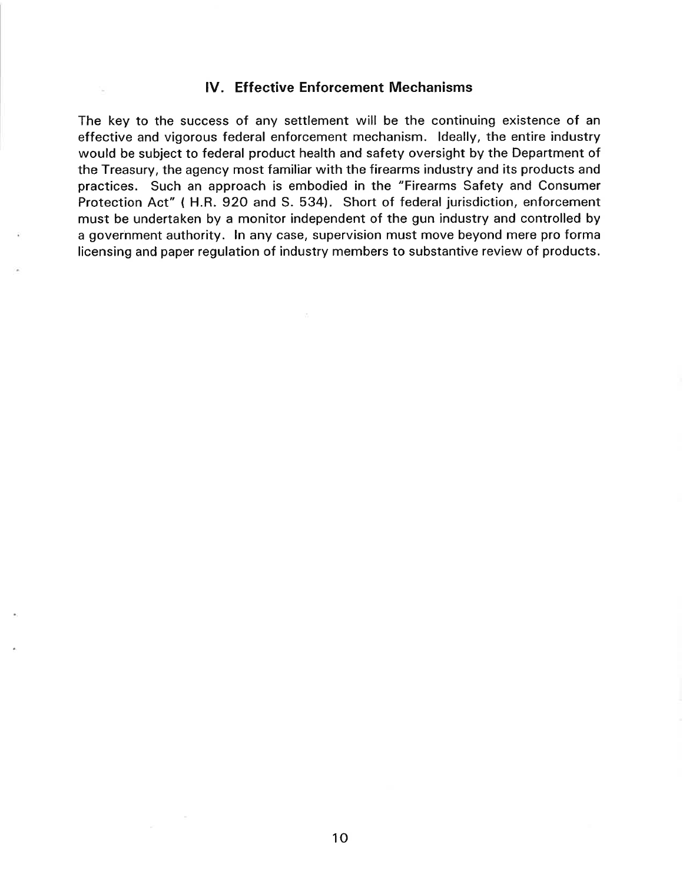## IV. Effective Enforcement Mechanisms

The key to the success of any settlement will be the continuing existence of an effective and vigorous federal enforcement mechanism. Ideally, the entire industry would be subject to federal product health and safety oversight by the Department of the Treasury, the agency most familiar with the firearms industry and its products and practices. Such an approach is embodied in the "Firearms Safety and Consumer Protection Act" ( H.R. 920 and S. 534). Short of federal jurisdiction, enforcement must be undertaken by a monitor independent of the gun industry and controlled by a government authority. In any case, supervision must move beyond mere pro forma licensing and paper regulation of industry members to substantive review of products.